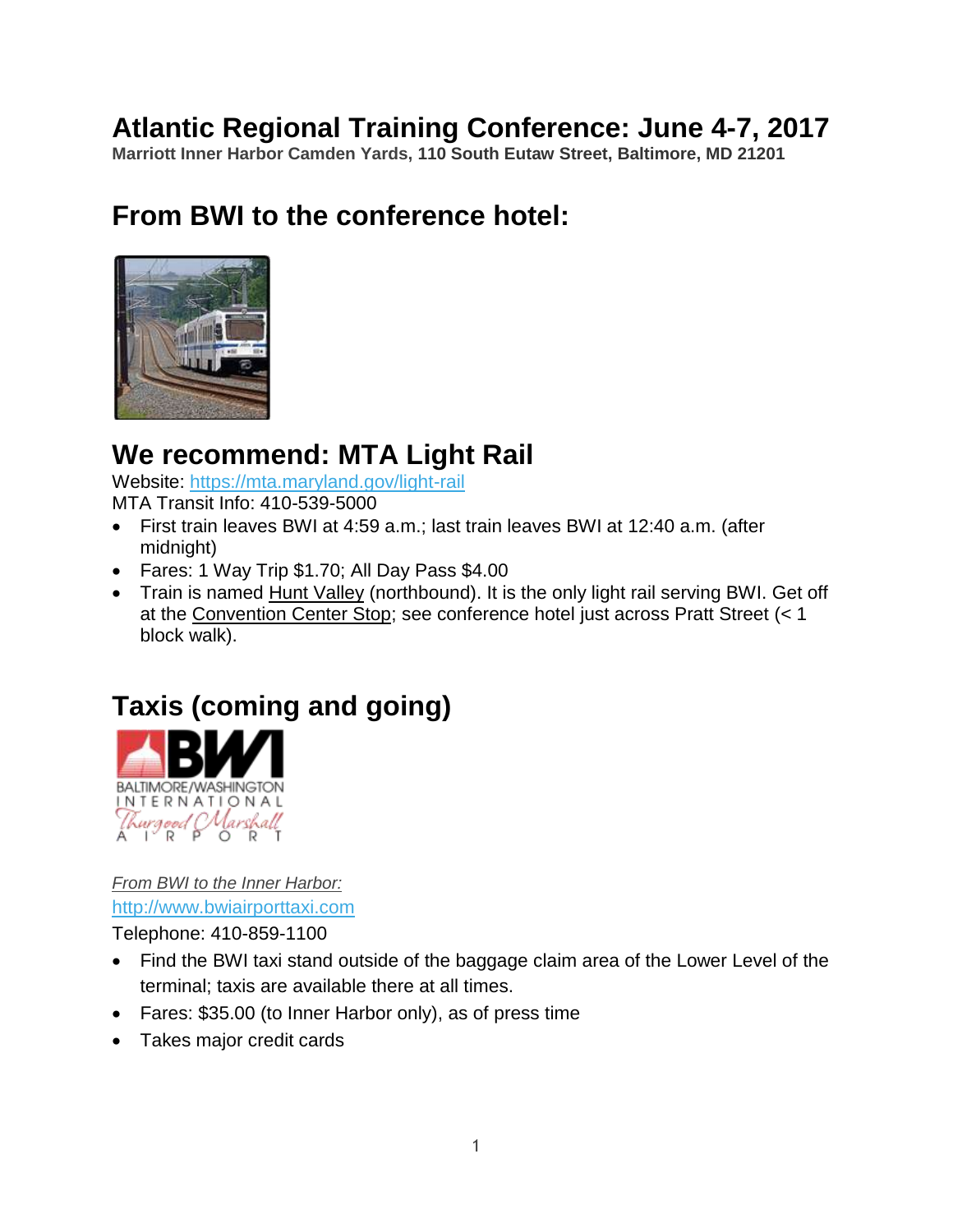# Atlantic Regional Training Conference: June 4-7, 2017

**Marriott Inner Harbor Camden Yards, 110 South Eutaw Street, Baltimore, MD 21201**

## From BWI to the conference hotel:

## We recommend: MTA Light Rail

Website: https://mta.maryland.gov/light-rail
MTA Transit Info: 410-539-5000

- First train leaves BWI at 4:59 a.m.; last train leaves BWI at 12:40 a.m. (after midnight)
- Fares: 1 Way Trip $1.70; All Day Pass $4.00
- Train is named Hunt Valley (northbound). It is the only light rail serving BWI. Get off at the Convention Center Stop; see conference hotel just across Pratt Street (< 1 block walk).

## Taxis (coming and going)

*From BWI to the Inner Harbor:*
http://www.bwiairporttaxi.com
Telephone: 410-859-1100

- Find the BWI taxi stand outside of the baggage claim area of the Lower Level of the terminal; taxis are available there at all times.
- Fares: $35.00 (to Inner Harbor only), as of press time
- Takes major credit cards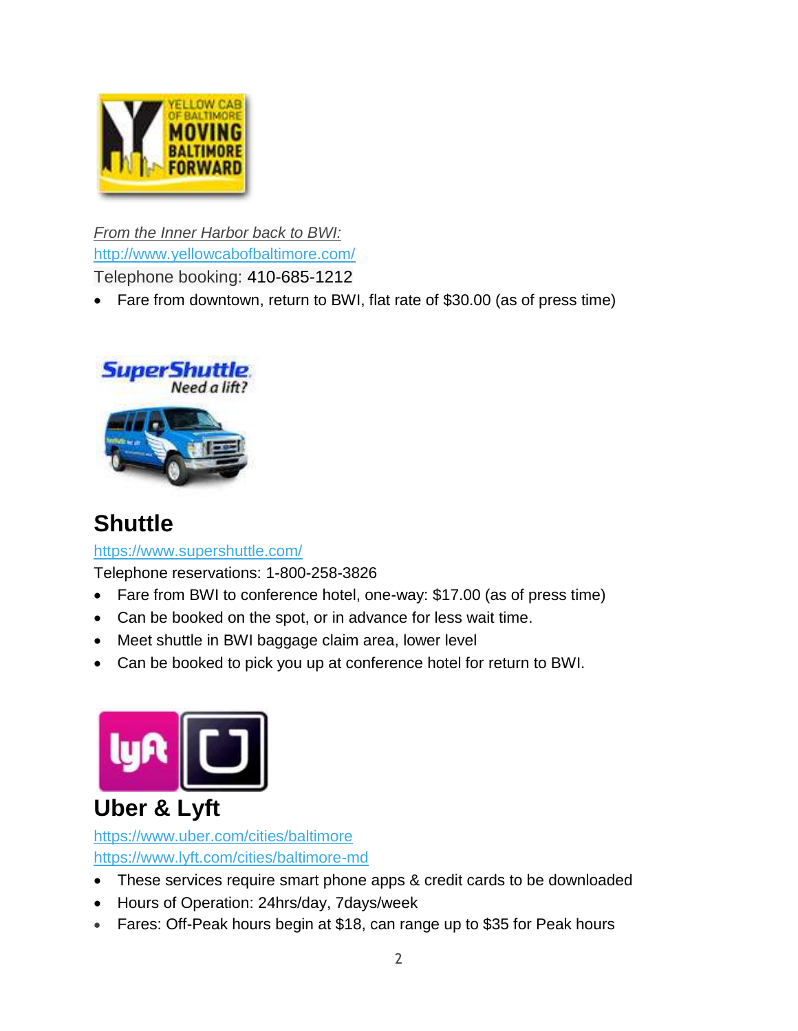*From the Inner Harbor back to BWI:*
http://www.yellowcabofbaltimore.com/
Telephone booking: 410-685-1212

- Fare from downtown, return to BWI, flat rate of $30.00 (as of press time)

## Shuttle

https://www.supershuttle.com/
Telephone reservations: 1-800-258-3826

- Fare from BWI to conference hotel, one-way: $17.00 (as of press time)
- Can be booked on the spot, or in advance for less wait time.
- Meet shuttle in BWI baggage claim area, lower level
- Can be booked to pick you up at conference hotel for return to BWI.

## Uber & Lyft

https://www.uber.com/cities/baltimore
https://www.lyft.com/cities/baltimore-md

- These services require smart phone apps & credit cards to be downloaded
- Hours of Operation: 24hrs/day, 7days/week
- Fares: Off-Peak hours begin at $18, can range up to $35 for Peak hours